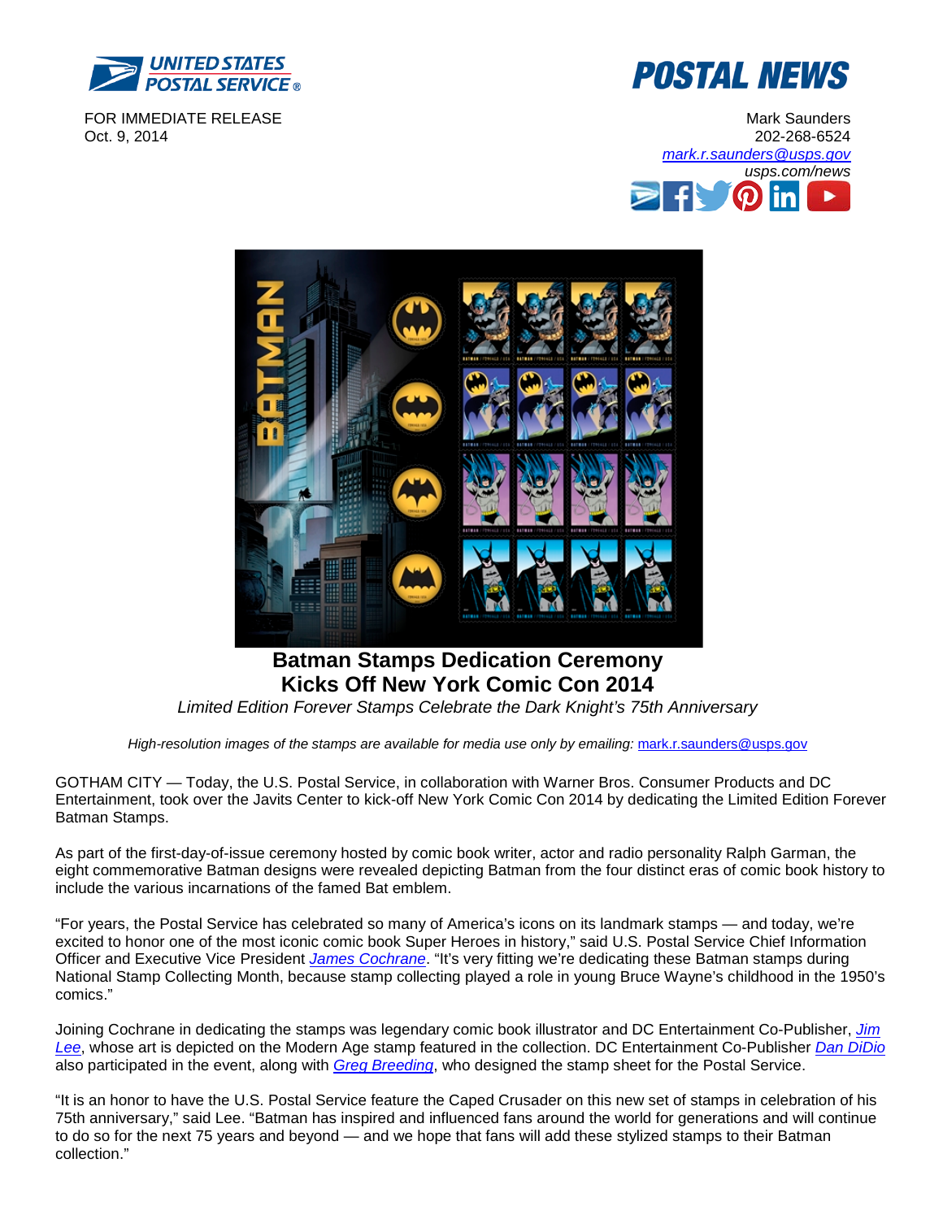UNITED STATES POSTAL SERVICE®

POSTAL NEWS

FOR IMMEDIATE RELEASE
Oct. 9, 2014

Mark Saunders
202-268-6524
mark.r.saunders@usps.gov
usps.com/news

# Batman Stamps Dedication Ceremony Kicks Off New York Comic Con 2014

*Limited Edition Forever Stamps Celebrate the Dark Knight's 75th Anniversary*

*High-resolution images of the stamps are available for media use only by emailing:* mark.r.saunders@usps.gov

GOTHAM CITY — Today, the U.S. Postal Service, in collaboration with Warner Bros. Consumer Products and DC Entertainment, took over the Javits Center to kick-off New York Comic Con 2014 by dedicating the Limited Edition Forever Batman Stamps.

As part of the first-day-of-issue ceremony hosted by comic book writer, actor and radio personality Ralph Garman, the eight commemorative Batman designs were revealed depicting Batman from the four distinct eras of comic book history to include the various incarnations of the famed Bat emblem.

"For years, the Postal Service has celebrated so many of America's icons on its landmark stamps — and today, we're excited to honor one of the most iconic comic book Super Heroes in history," said U.S. Postal Service Chief Information Officer and Executive Vice President *James Cochrane*. "It's very fitting we're dedicating these Batman stamps during National Stamp Collecting Month, because stamp collecting played a role in young Bruce Wayne's childhood in the 1950's comics."

Joining Cochrane in dedicating the stamps was legendary comic book illustrator and DC Entertainment Co-Publisher, *Jim Lee*, whose art is depicted on the Modern Age stamp featured in the collection. DC Entertainment Co-Publisher *Dan DiDio* also participated in the event, along with *Greg Breeding*, who designed the stamp sheet for the Postal Service.

"It is an honor to have the U.S. Postal Service feature the Caped Crusader on this new set of stamps in celebration of his 75th anniversary," said Lee. "Batman has inspired and influenced fans around the world for generations and will continue to do so for the next 75 years and beyond — and we hope that fans will add these stylized stamps to their Batman collection."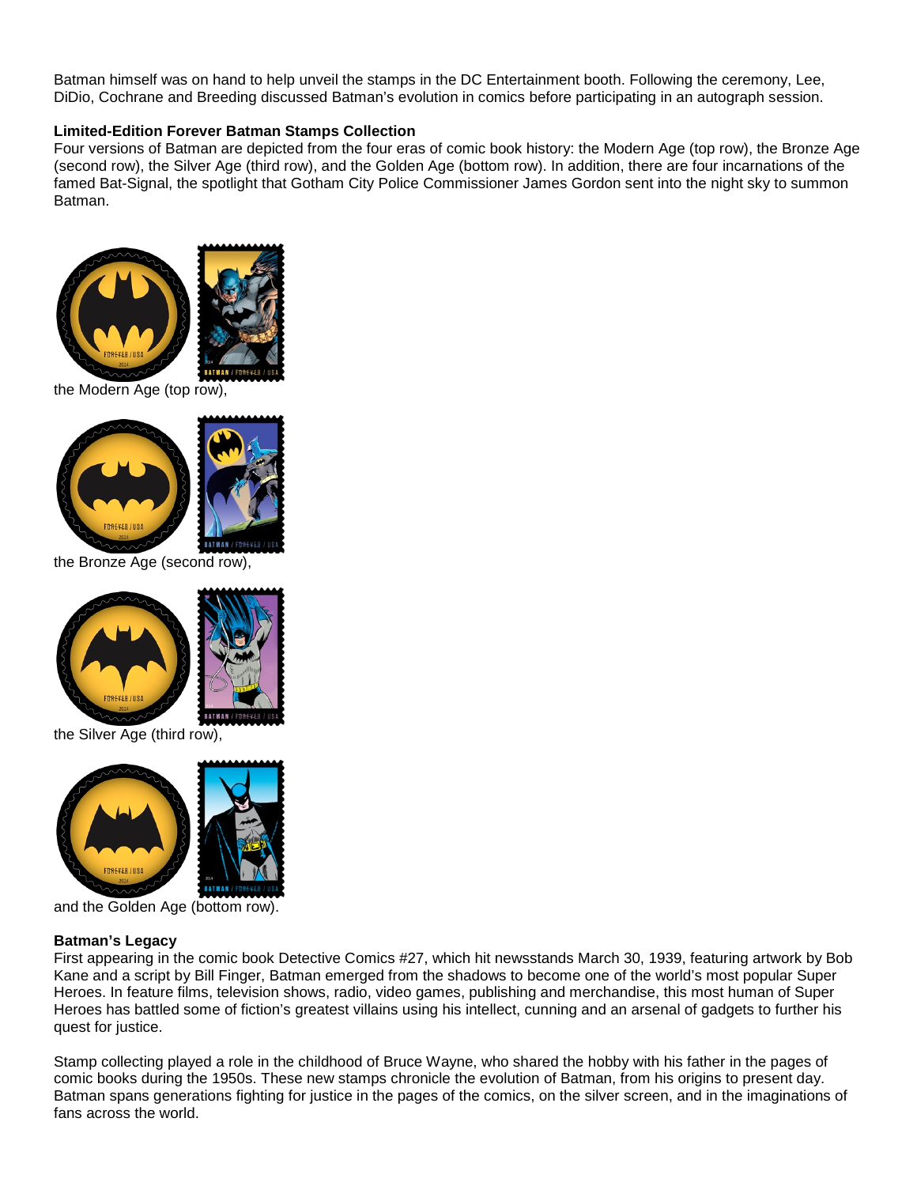Batman himself was on hand to help unveil the stamps in the DC Entertainment booth. Following the ceremony, Lee, DiDio, Cochrane and Breeding discussed Batman's evolution in comics before participating in an autograph session.

**Limited-Edition Forever Batman Stamps Collection**

Four versions of Batman are depicted from the four eras of comic book history: the Modern Age (top row), the Bronze Age (second row), the Silver Age (third row), and the Golden Age (bottom row). In addition, there are four incarnations of the famed Bat-Signal, the spotlight that Gotham City Police Commissioner James Gordon sent into the night sky to summon Batman.

the Modern Age (top row),

the Bronze Age (second row),

the Silver Age (third row),

and the Golden Age (bottom row).

**Batman's Legacy**

First appearing in the comic book Detective Comics #27, which hit newsstands March 30, 1939, featuring artwork by Bob Kane and a script by Bill Finger, Batman emerged from the shadows to become one of the world's most popular Super Heroes. In feature films, television shows, radio, video games, publishing and merchandise, this most human of Super Heroes has battled some of fiction's greatest villains using his intellect, cunning and an arsenal of gadgets to further his quest for justice.

Stamp collecting played a role in the childhood of Bruce Wayne, who shared the hobby with his father in the pages of comic books during the 1950s. These new stamps chronicle the evolution of Batman, from his origins to present day. Batman spans generations fighting for justice in the pages of the comics, on the silver screen, and in the imaginations of fans across the world.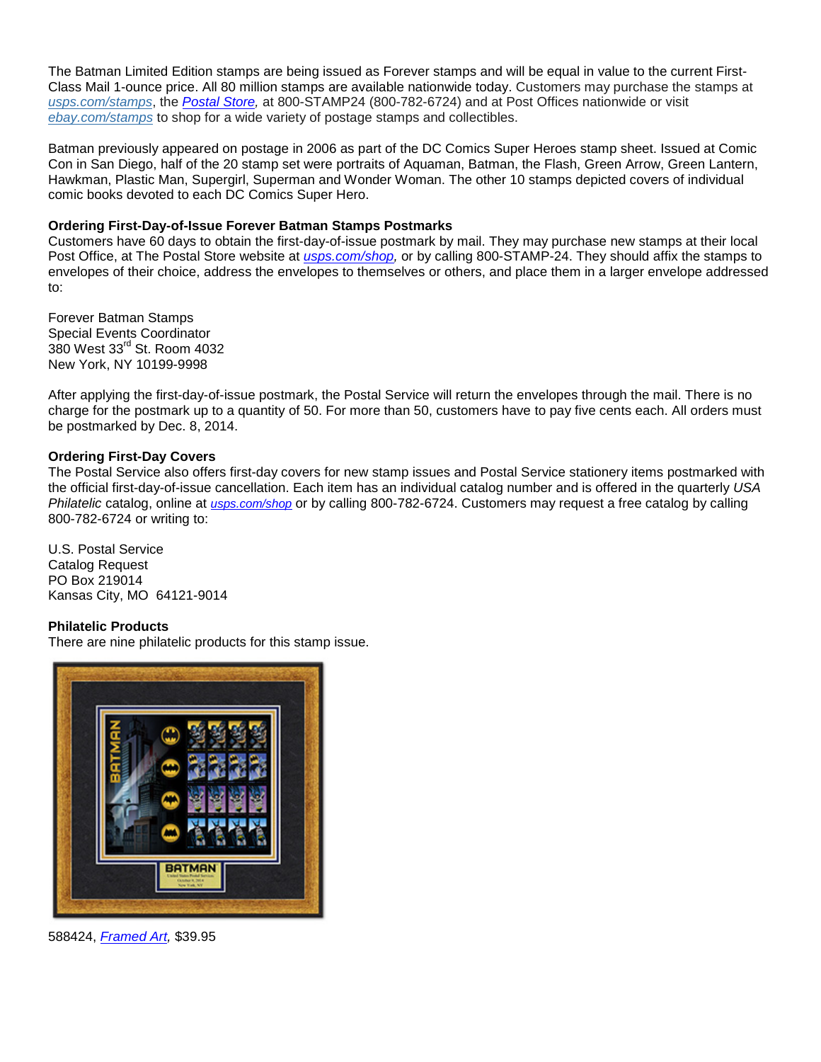The Batman Limited Edition stamps are being issued as Forever stamps and will be equal in value to the current First-Class Mail 1-ounce price. All 80 million stamps are available nationwide today. Customers may purchase the stamps at *usps.com/stamps*, the ***Postal Store***, at 800-STAMP24 (800-782-6724) and at Post Offices nationwide or visit *ebay.com/stamps* to shop for a wide variety of postage stamps and collectibles.

Batman previously appeared on postage in 2006 as part of the DC Comics Super Heroes stamp sheet. Issued at Comic Con in San Diego, half of the 20 stamp set were portraits of Aquaman, Batman, the Flash, Green Arrow, Green Lantern, Hawkman, Plastic Man, Supergirl, Superman and Wonder Woman. The other 10 stamps depicted covers of individual comic books devoted to each DC Comics Super Hero.

**Ordering First-Day-of-Issue Forever Batman Stamps Postmarks**

Customers have 60 days to obtain the first-day-of-issue postmark by mail. They may purchase new stamps at their local Post Office, at The Postal Store website at *usps.com/shop,* or by calling 800-STAMP-24. They should affix the stamps to envelopes of their choice, address the envelopes to themselves or others, and place them in a larger envelope addressed to:

Forever Batman Stamps
Special Events Coordinator
380 West 33rd St. Room 4032
New York, NY 10199-9998

After applying the first-day-of-issue postmark, the Postal Service will return the envelopes through the mail. There is no charge for the postmark up to a quantity of 50. For more than 50, customers have to pay five cents each. All orders must be postmarked by Dec. 8, 2014.

**Ordering First-Day Covers**

The Postal Service also offers first-day covers for new stamp issues and Postal Service stationery items postmarked with the official first-day-of-issue cancellation. Each item has an individual catalog number and is offered in the quarterly *USA Philatelic* catalog, online at *usps.com/shop* or by calling 800-782-6724. Customers may request a free catalog by calling 800-782-6724 or writing to:

U.S. Postal Service
Catalog Request
PO Box 219014
Kansas City, MO 64121-9014

**Philatelic Products**

There are nine philatelic products for this stamp issue.

588424, *Framed Art,* $39.95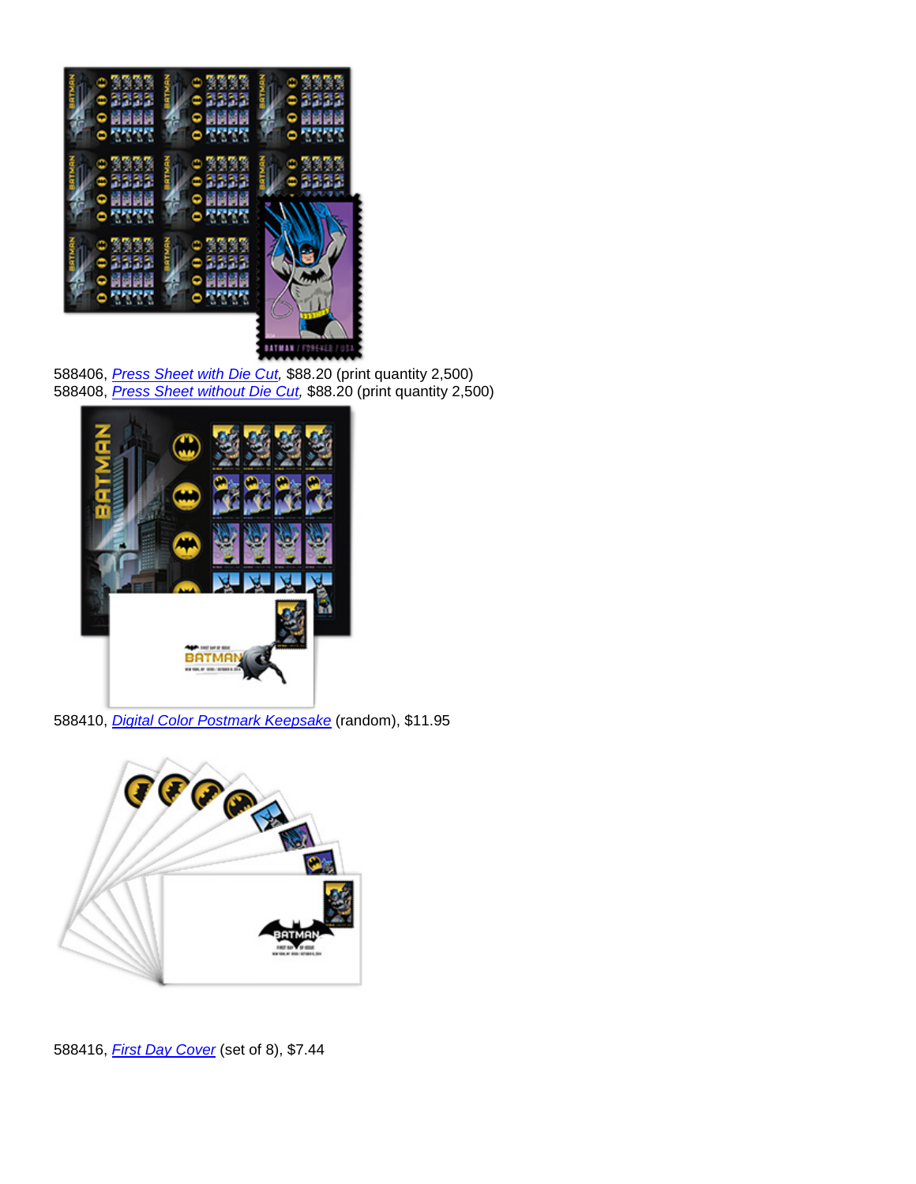588406, *Press Sheet with Die Cut,* $88.20 (print quantity 2,500)
588408, *Press Sheet without Die Cut,* $88.20 (print quantity 2,500)

588410, *Digital Color Postmark Keepsake* (random), $11.95

588416, *First Day Cover* (set of 8), $7.44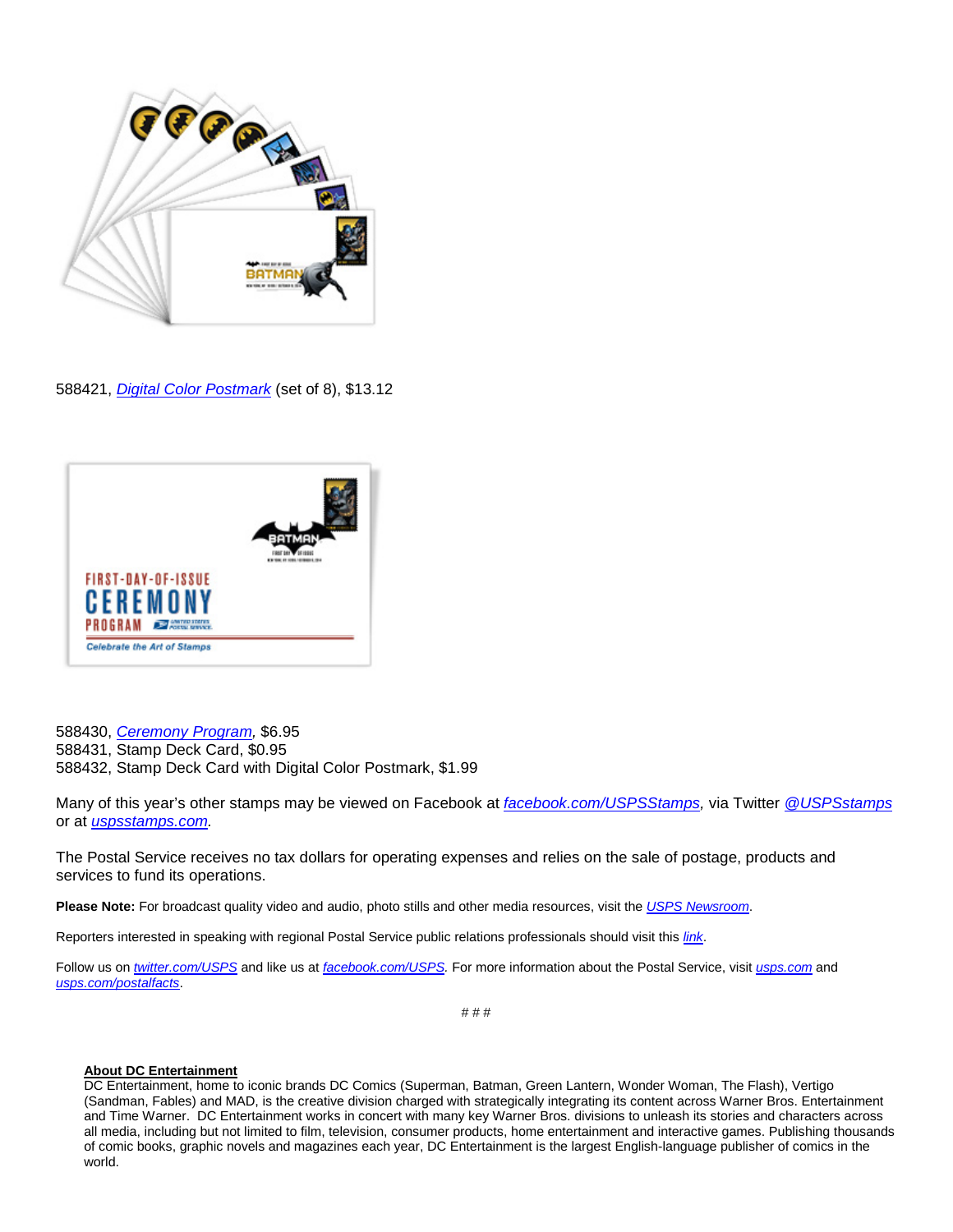588421, *Digital Color Postmark* (set of 8), $13.12

588430, *Ceremony Program*, $6.95
588431, Stamp Deck Card, $0.95
588432, Stamp Deck Card with Digital Color Postmark, $1.99

Many of this year's other stamps may be viewed on Facebook at *facebook.com/USPSStamps*, via Twitter *@USPSstamps* or at *uspsstamps.com*.

The Postal Service receives no tax dollars for operating expenses and relies on the sale of postage, products and services to fund its operations.

**Please Note:** For broadcast quality video and audio, photo stills and other media resources, visit the *USPS Newsroom*.

Reporters interested in speaking with regional Postal Service public relations professionals should visit this *link*.

Follow us on *twitter.com/USPS* and like us at *facebook.com/USPS*. For more information about the Postal Service, visit *usps.com* and *usps.com/postalfacts*.

# # #

**About DC Entertainment**
DC Entertainment, home to iconic brands DC Comics (Superman, Batman, Green Lantern, Wonder Woman, The Flash), Vertigo (Sandman, Fables) and MAD, is the creative division charged with strategically integrating its content across Warner Bros. Entertainment and Time Warner. DC Entertainment works in concert with many key Warner Bros. divisions to unleash its stories and characters across all media, including but not limited to film, television, consumer products, home entertainment and interactive games. Publishing thousands of comic books, graphic novels and magazines each year, DC Entertainment is the largest English-language publisher of comics in the world.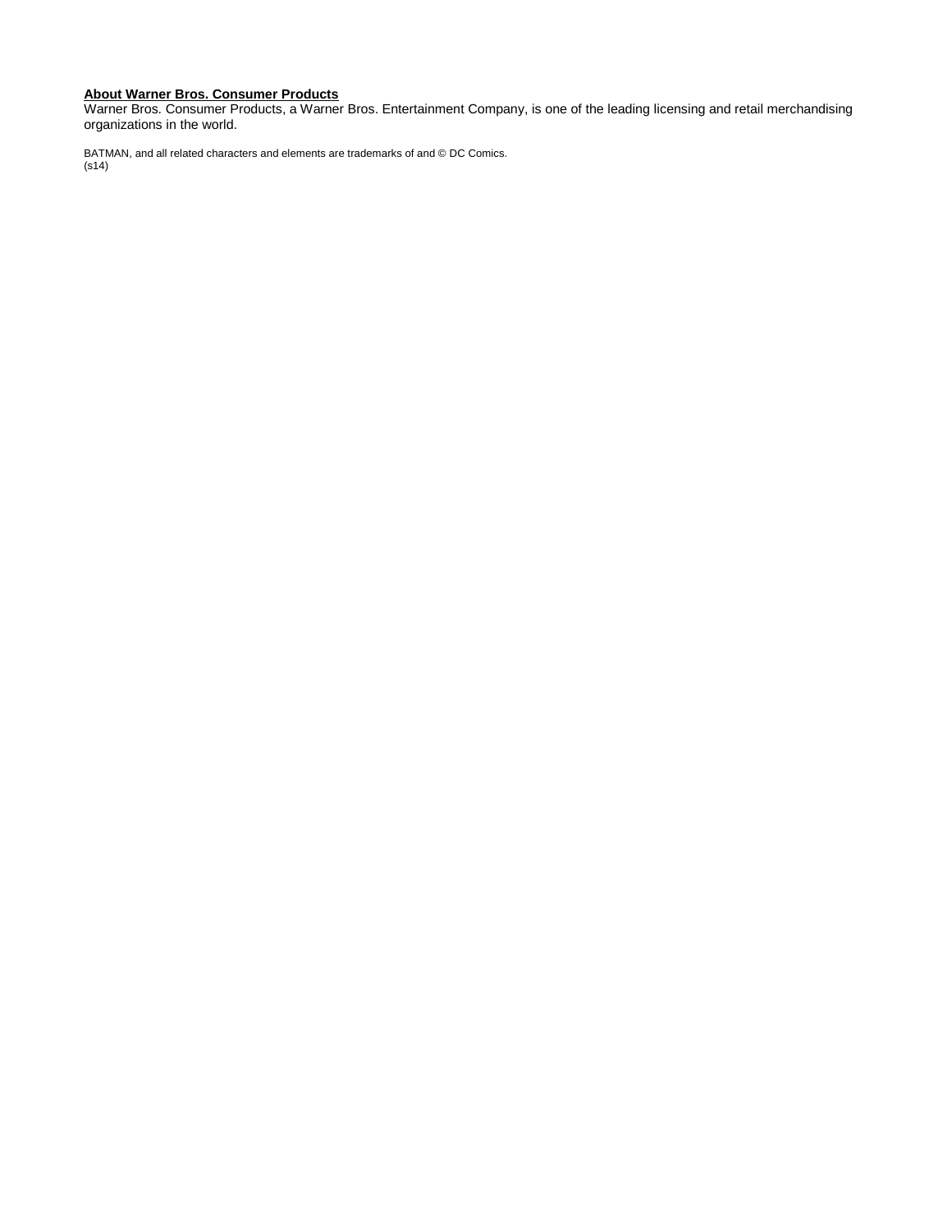**About Warner Bros. Consumer Products**

Warner Bros. Consumer Products, a Warner Bros. Entertainment Company, is one of the leading licensing and retail merchandising organizations in the world.

BATMAN, and all related characters and elements are trademarks of and © DC Comics.
(s14)